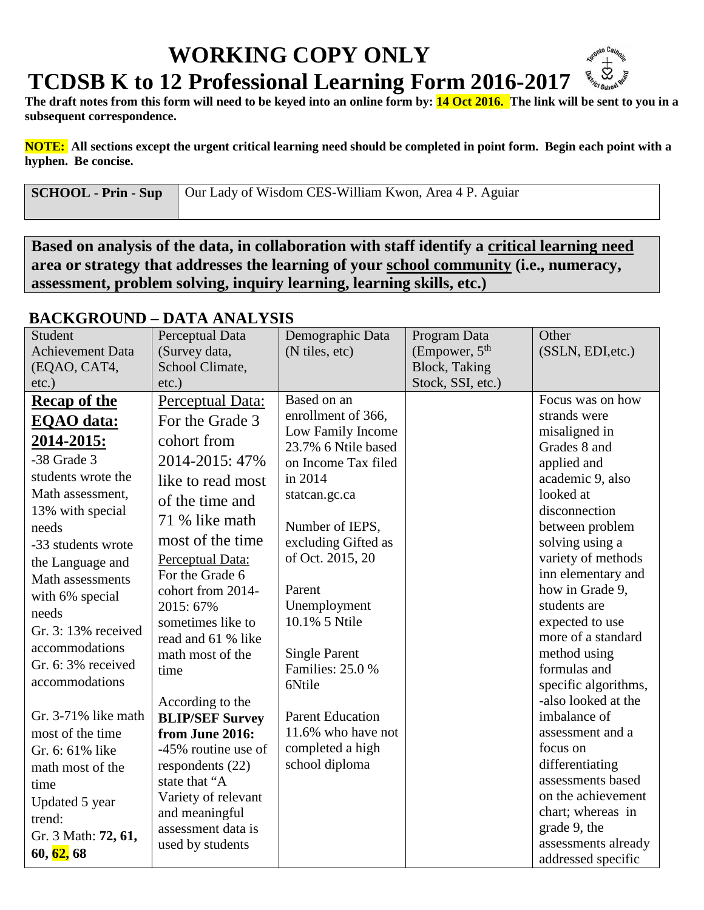# WORKING COPY ONLY

# TCDSB K to 12 Professional Learning Form 2016-2017

**The draft notes from this form will need to be keyed into an online form by: 14 Oct 2016. The link will be sent to you in a subsequent correspondence.**

**NOTE: All sections except the urgent critical learning need should be completed in point form. Begin each point with a hyphen. Be concise.**

| **SCHOOL - Prin - Sup** | Our Lady of Wisdom CES-William Kwon, Area 4 P. Aguiar |
|---|---|

**Based on analysis of the data, in collaboration with staff identify a critical learning need area or strategy that addresses the learning of your school community (i.e., numeracy, assessment, problem solving, inquiry learning, learning skills, etc.)**

## BACKGROUND – DATA ANALYSIS

| Student Achievement Data (EQAO, CAT4, etc.) | Perceptual Data (Survey data, School Climate, etc.) | Demographic Data (N tiles, etc) | Program Data (Empower, 5th Block, Taking Stock, SSI, etc.) | Other (SSLN, EDI,etc.) |
|---|---|---|---|---|
| **Recap of the EQAO data: 2014-2015:**<br>-38 Grade 3 students wrote the Math assessment, 13% with special needs<br>-33 students wrote the Language and Math assessments with 6% special needs<br>Gr. 3: 13% received accommodations<br>Gr. 6: 3% received accommodations<br><br>Gr. 3-71% like math most of the time<br>Gr. 6: 61% like math most of the time<br>Updated 5 year trend:<br>Gr. 3 Math: **72, 61, 60, 62, 68** | Perceptual Data:<br>For the Grade 3 cohort from 2014-2015: 47% like to read most of the time and 71 % like math most of the time<br>Perceptual Data:<br>For the Grade 6 cohort from 2014-2015: 67% sometimes like to read and 61 % like math most of the time<br><br>According to the **BLIP/SEF Survey from June 2016:**<br>-45% routine use of respondents (22) state that "A Variety of relevant and meaningful assessment data is used by students | Based on an enrollment of 366, Low Family Income 23.7% 6 Ntile based on Income Tax filed in 2014 statcan.gc.ca<br><br>Number of IEPS, excluding Gifted as of Oct. 2015, 20<br><br>Parent Unemployment 10.1% 5 Ntile<br><br>Single Parent Families: 25.0 % 6Ntile<br><br>Parent Education 11.6% who have not completed a high school diploma | | Focus was on how strands were misaligned in Grades 8 and applied and academic 9, also looked at disconnection between problem solving using a variety of methods inn elementary and how in Grade 9, students are expected to use more of a standard method using formulas and specific algorithms,<br>-also looked at the imbalance of assessment and a focus on differentiating assessments based on the achievement chart; whereas in grade 9, the assessments already addressed specific |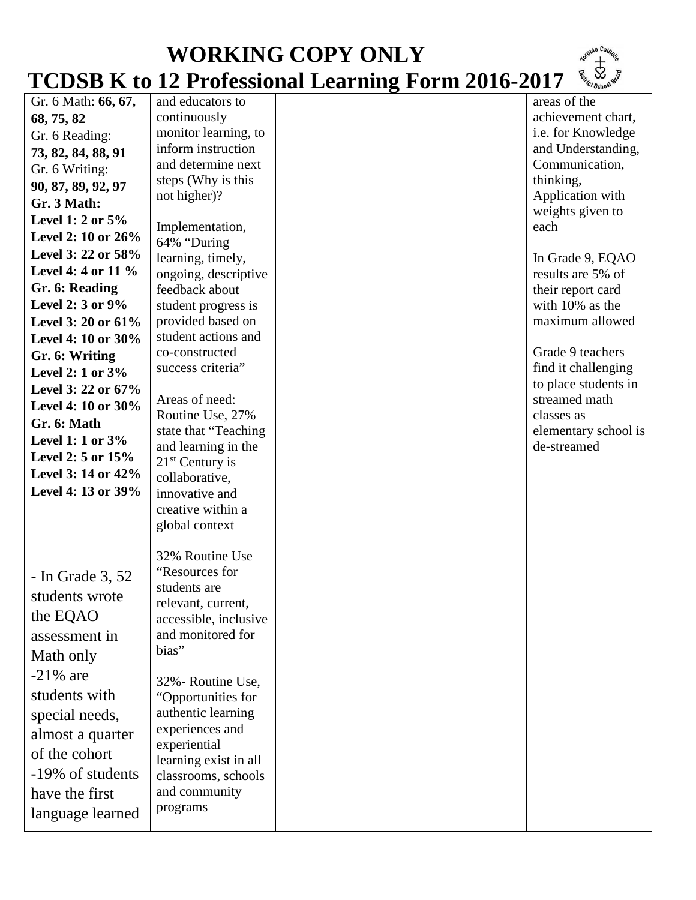# WORKING COPY ONLY

# TCDSB K to 12 Professional Learning Form 2016-2017

| | | | | |
|---|---|---|---|---|
| Gr. 6 Math: **66, 67, 68, 75, 82**<br>Gr. 6 Reading: **73, 82, 84, 88, 91**<br>Gr. 6 Writing: **90, 87, 89, 92, 97**<br>**Gr. 3 Math:**<br>**Level 1: 2 or 5%**<br>**Level 2: 10 or 26%**<br>**Level 3: 22 or 58%**<br>**Level 4: 4 or 11 %**<br>**Gr. 6: Reading**<br>**Level 2: 3 or 9%**<br>**Level 3: 20 or 61%**<br>**Level 4: 10 or 30%**<br>**Gr. 6: Writing**<br>**Level 2: 1 or 3%**<br>**Level 3: 22 or 67%**<br>**Level 4: 10 or 30%**<br>**Gr. 6: Math**<br>**Level 1: 1 or 3%**<br>**Level 2: 5 or 15%**<br>**Level 3: 14 or 42%**<br>**Level 4: 13 or 39%**<br><br>- In Grade 3, 52 students wrote the EQAO assessment in Math only<br>-21% are students with special needs, almost a quarter of the cohort<br>-19% of students have the first language learned | and educators to continuously monitor learning, to inform instruction and determine next steps (Why is this not higher)?<br><br>Implementation, 64% "During learning, timely, ongoing, descriptive feedback about student progress is provided based on student actions and co-constructed success criteria"<br><br>Areas of need: Routine Use, 27% state that "Teaching and learning in the 21st Century is collaborative, innovative and creative within a global context<br><br>32% Routine Use "Resources for students are relevant, current, accessible, inclusive and monitored for bias"<br><br>32%- Routine Use, "Opportunities for authentic learning experiences and experiential learning exist in all classrooms, schools and community programs | | | areas of the achievement chart, i.e. for Knowledge and Understanding, Communication, thinking, Application with weights given to each<br><br>In Grade 9, EQAO results are 5% of their report card with 10% as the maximum allowed<br><br>Grade 9 teachers find it challenging to place students in streamed math classes as elementary school is de-streamed |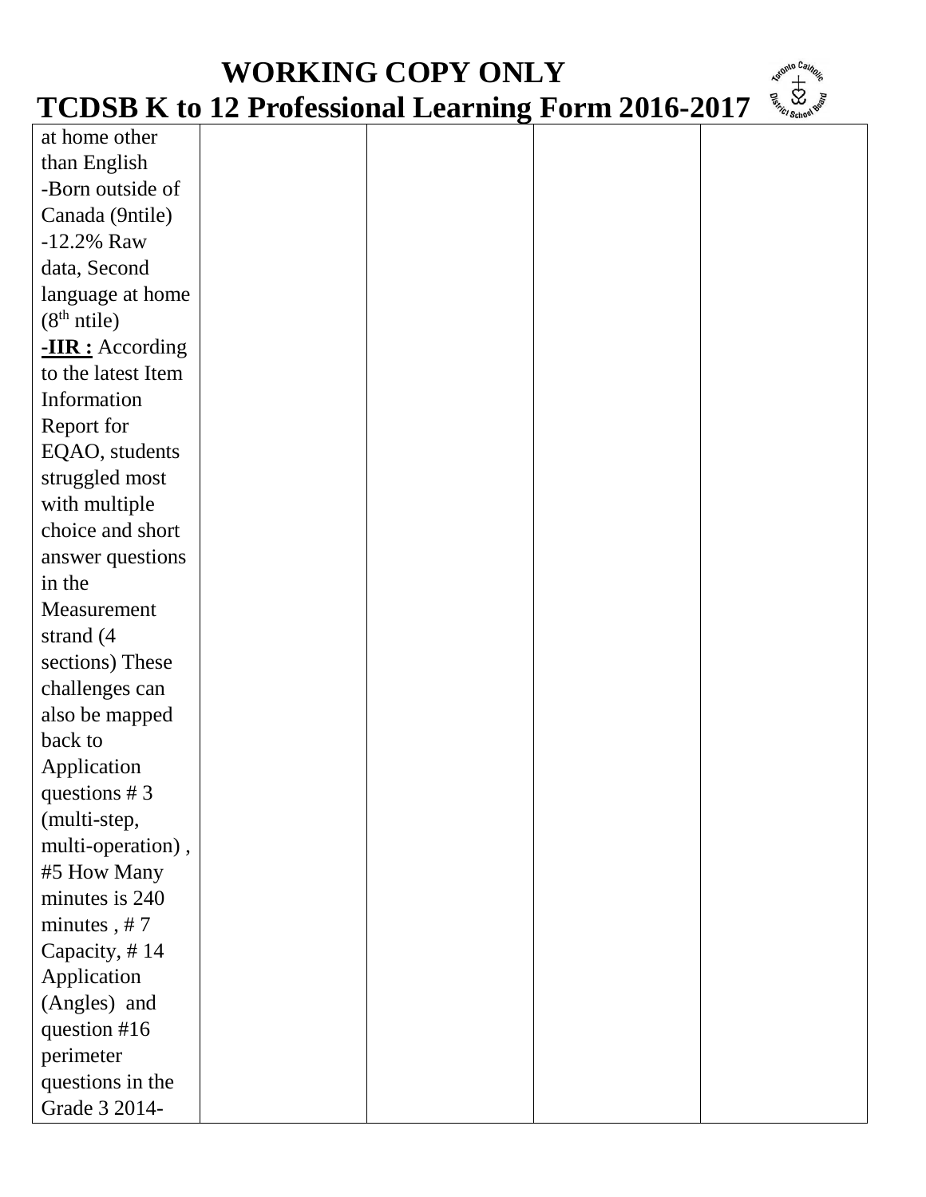# WORKING COPY ONLY
# TCDSB K to 12 Professional Learning Form 2016-2017

| | | | | |
|---|---|---|---|---|
| at home other than English -Born outside of Canada (9ntile) -12.2% Raw data, Second language at home (8th ntile) **-IIR :** According to the latest Item Information Report for EQAO, students struggled most with multiple choice and short answer questions in the Measurement strand (4 sections) These challenges can also be mapped back to Application questions # 3 (multi-step, multi-operation) , #5 How Many minutes is 240 minutes , # 7 Capacity, # 14 Application (Angles) and question #16 perimeter questions in the Grade 3 2014- | | | | |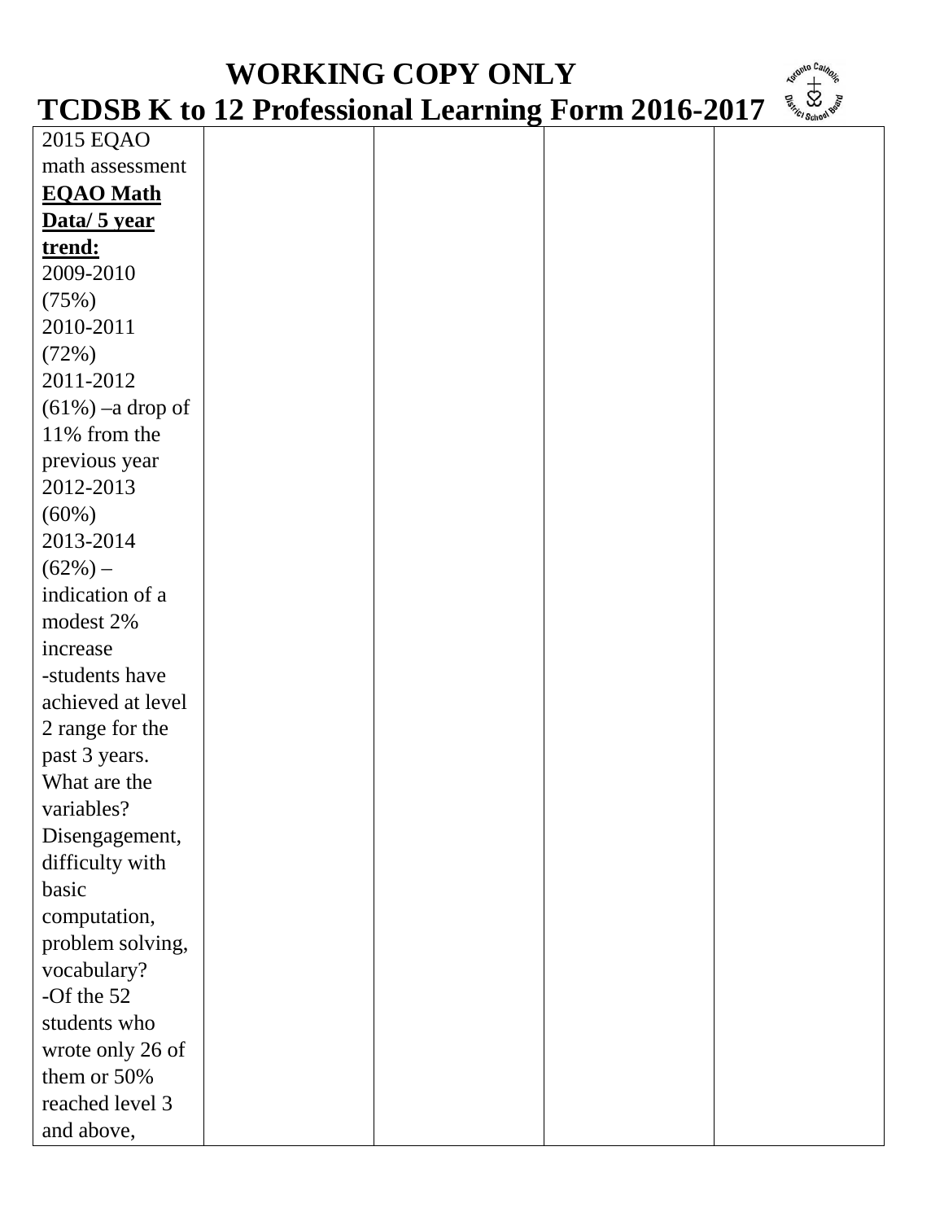# WORKING COPY ONLY

# TCDSB K to 12 Professional Learning Form 2016-2017

| | | | | |
|---|---|---|---|---|
| 2015 EQAO math assessment<br>**<u>EQAO Math Data/ 5 year trend:</u>**<br>2009-2010 (75%)<br>2010-2011 (72%)<br>2011-2012 (61%) –a drop of 11% from the previous year<br>2012-2013 (60%)<br>2013-2014 (62%) – indication of a modest 2% increase<br>-students have achieved at level 2 range for the past 3 years. What are the variables? Disengagement, difficulty with basic computation, problem solving, vocabulary?<br>-Of the 52 students who wrote only 26 of them or 50% reached level 3 and above, | | | | |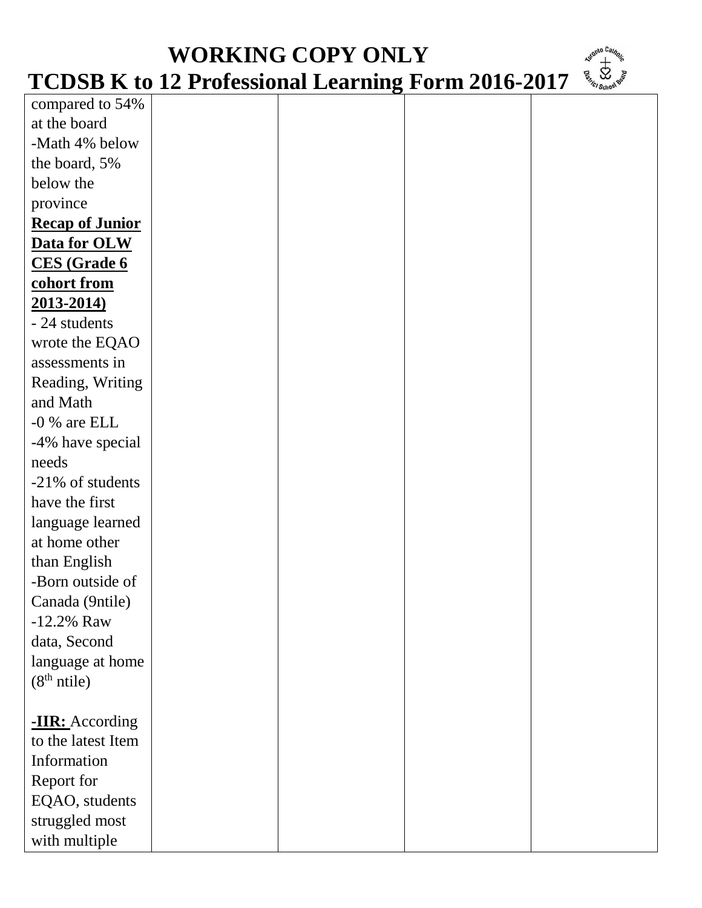# WORKING COPY ONLY

# TCDSB K to 12 Professional Learning Form 2016-2017

| | | | | |
|---|---|---|---|---|
| compared to 54% at the board<br>-Math 4% below the board, 5% below the province<br>**<u>Recap of Junior Data for OLW CES (Grade 6 cohort from 2013-2014)</u>**<br>- 24 students wrote the EQAO assessments in Reading, Writing and Math<br>-0 % are ELL<br>-4% have special needs<br>-21% of students have the first language learned at home other than English<br>-Born outside of Canada (9ntile)<br>-12.2% Raw data, Second language at home (8th ntile)<br><br>**<u>-IIR:</u>** According to the latest Item Information Report for EQAO, students struggled most with multiple | | | | |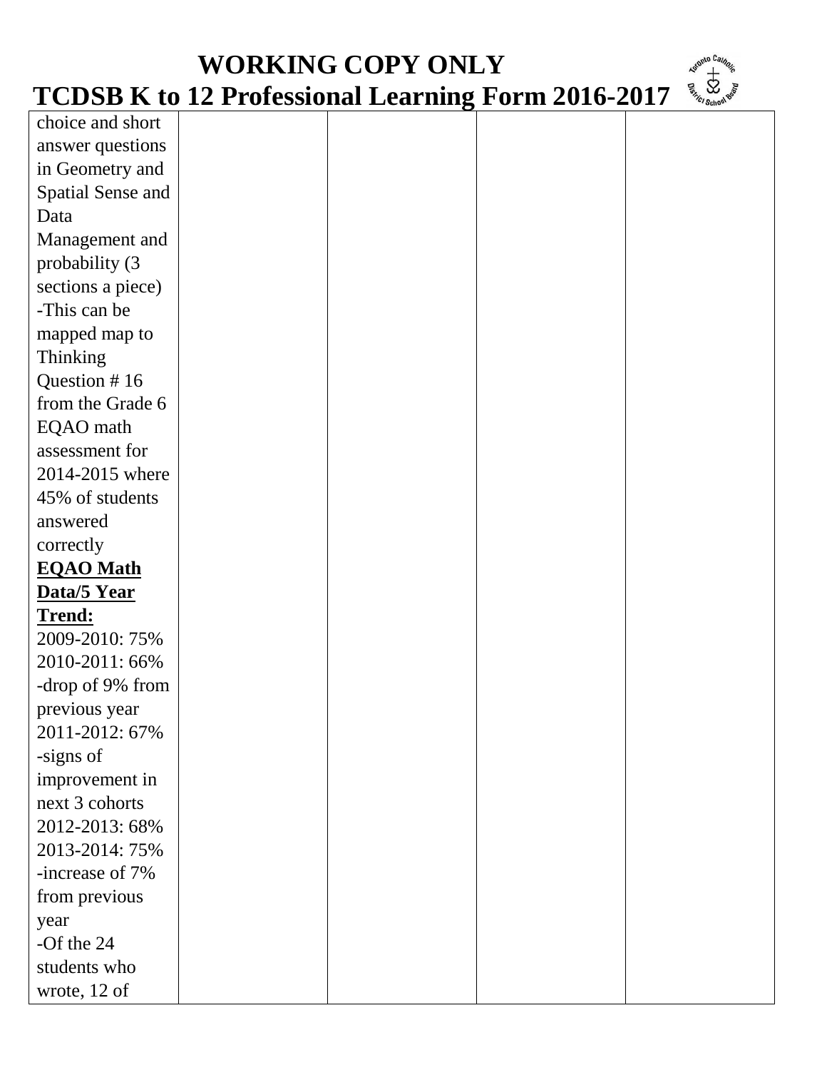# WORKING COPY ONLY

# TCDSB K to 12 Professional Learning Form 2016-2017

| | | | | |
|---|---|---|---|---|
| choice and short answer questions in Geometry and Spatial Sense and Data Management and probability (3 sections a piece)<br>-This can be mapped map to Thinking Question # 16 from the Grade 6 EQAO math assessment for 2014-2015 where 45% of students answered correctly<br>**<u>EQAO Math Data/5 Year Trend:</u>**<br>2009-2010: 75%<br>2010-2011: 66%<br>-drop of 9% from previous year<br>2011-2012: 67%<br>-signs of improvement in next 3 cohorts<br>2012-2013: 68%<br>2013-2014: 75%<br>-increase of 7% from previous year<br>-Of the 24 students who wrote, 12 of | | | | |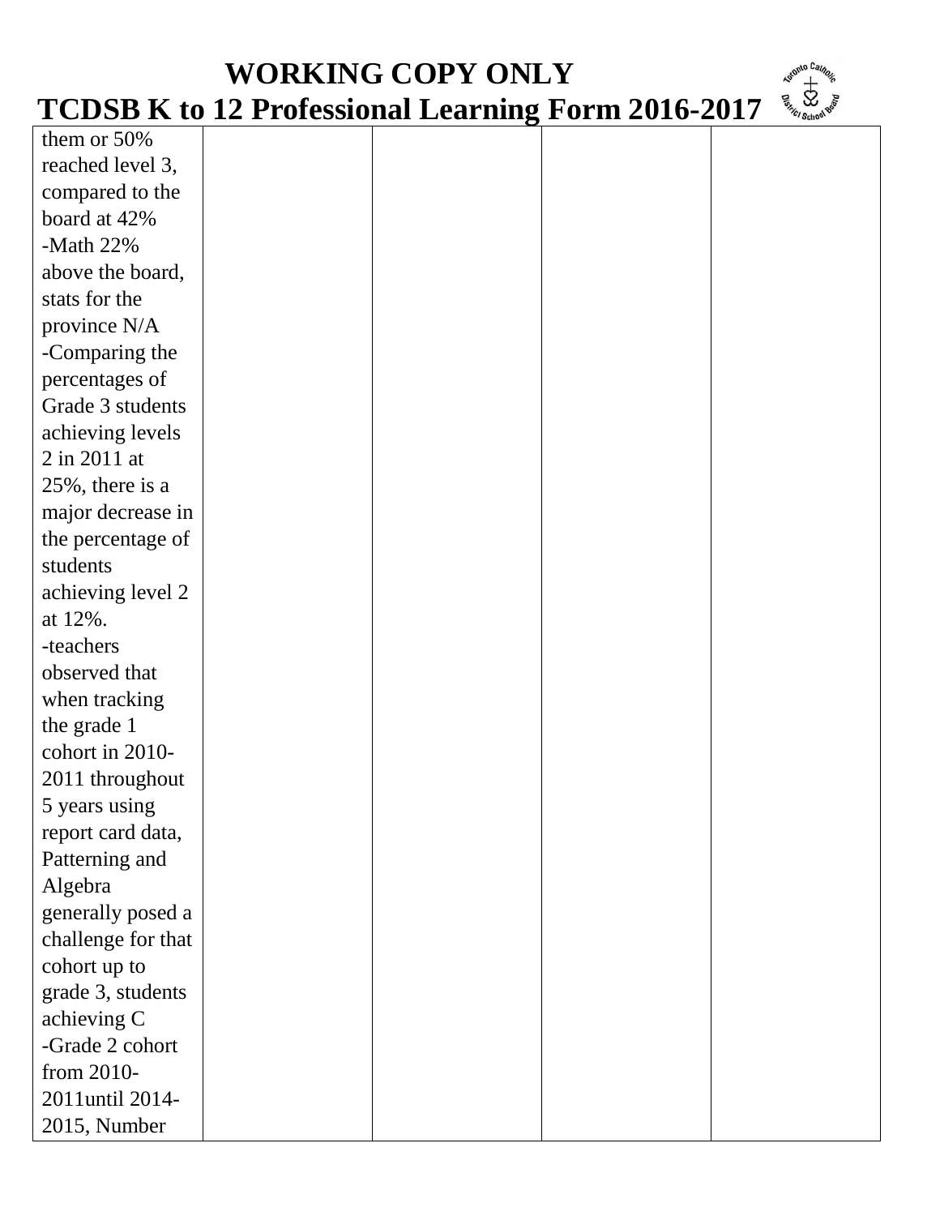| them or 50% reached level 3, compared to the board at 42%<br>-Math 22% above the board, stats for the province N/A<br>-Comparing the percentages of Grade 3 students achieving levels 2 in 2011 at 25%, there is a major decrease in the percentage of students achieving level 2 at 12%.<br>-teachers observed that when tracking the grade 1 cohort in 2010-2011 throughout 5 years using report card data, Patterning and Algebra generally posed a challenge for that cohort up to grade 3, students achieving C<br>-Grade 2 cohort from 2010-2011until 2014-2015, Number | | | | |
|---|---|---|---|---|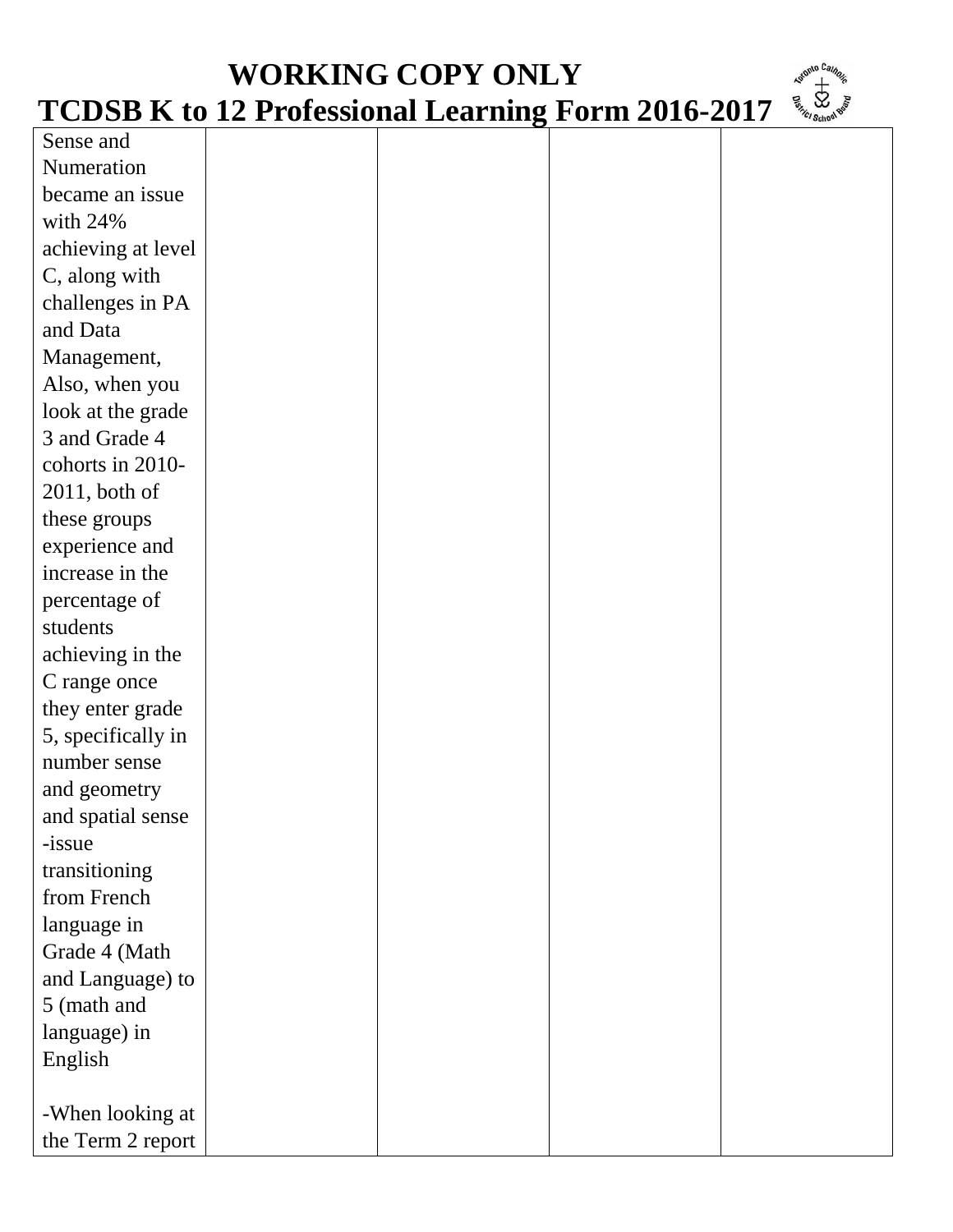# WORKING COPY ONLY

# TCDSB K to 12 Professional Learning Form 2016-2017

| | | | | |
|---|---|---|---|---|
| Sense and Numeration became an issue with 24% achieving at level C, along with challenges in PA and Data Management, Also, when you look at the grade 3 and Grade 4 cohorts in 2010-2011, both of these groups experience and increase in the percentage of students achieving in the C range once they enter grade 5, specifically in number sense and geometry and spatial sense<br>-issue transitioning from French language in Grade 4 (Math and Language) to 5 (math and language) in English<br><br>-When looking at the Term 2 report | | | | |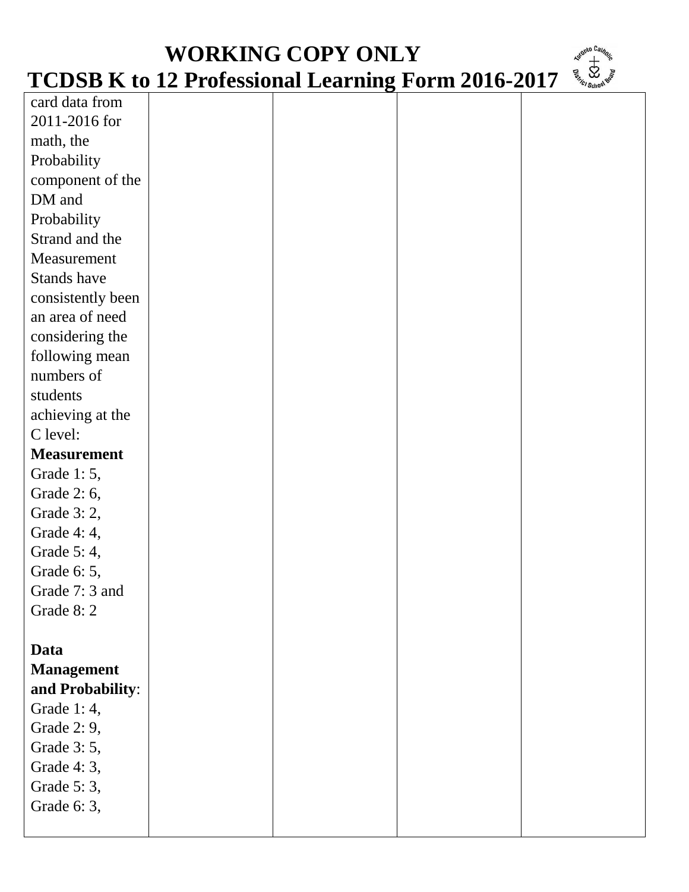| | | | | |
|---|---|---|---|---|
| card data from 2011-2016 for math, the Probability component of the DM and Probability Strand and the Measurement Stands have consistently been an area of need considering the following mean numbers of students achieving at the C level:<br>**Measurement**<br>Grade 1: 5,<br>Grade 2: 6,<br>Grade 3: 2,<br>Grade 4: 4,<br>Grade 5: 4,<br>Grade 6: 5,<br>Grade 7: 3 and<br>Grade 8: 2<br><br>**Data Management and Probability**:<br>Grade 1: 4,<br>Grade 2: 9,<br>Grade 3: 5,<br>Grade 4: 3,<br>Grade 5: 3,<br>Grade 6: 3, | | | | |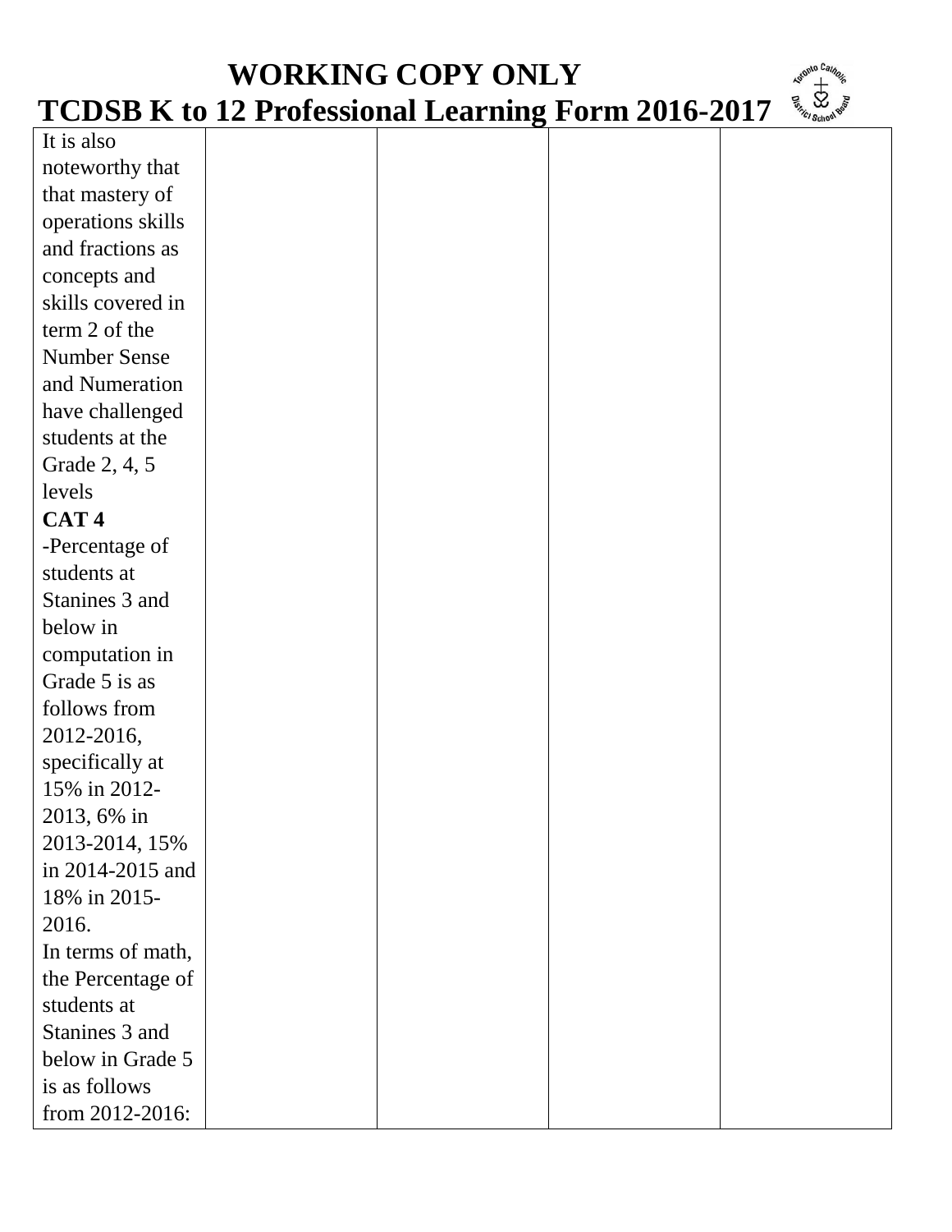# WORKING COPY ONLY

# TCDSB K to 12 Professional Learning Form 2016-2017

| | | | | |
|---|---|---|---|---|
| It is also noteworthy that that mastery of operations skills and fractions as concepts and skills covered in term 2 of the Number Sense and Numeration have challenged students at the Grade 2, 4, 5 levels<br>**CAT 4**<br>-Percentage of students at Stanines 3 and below in computation in Grade 5 is as follows from 2012-2016, specifically at 15% in 2012-2013, 6% in 2013-2014, 15% in 2014-2015 and 18% in 2015-2016.<br>In terms of math, the Percentage of students at Stanines 3 and below in Grade 5 is as follows from 2012-2016: | | | | |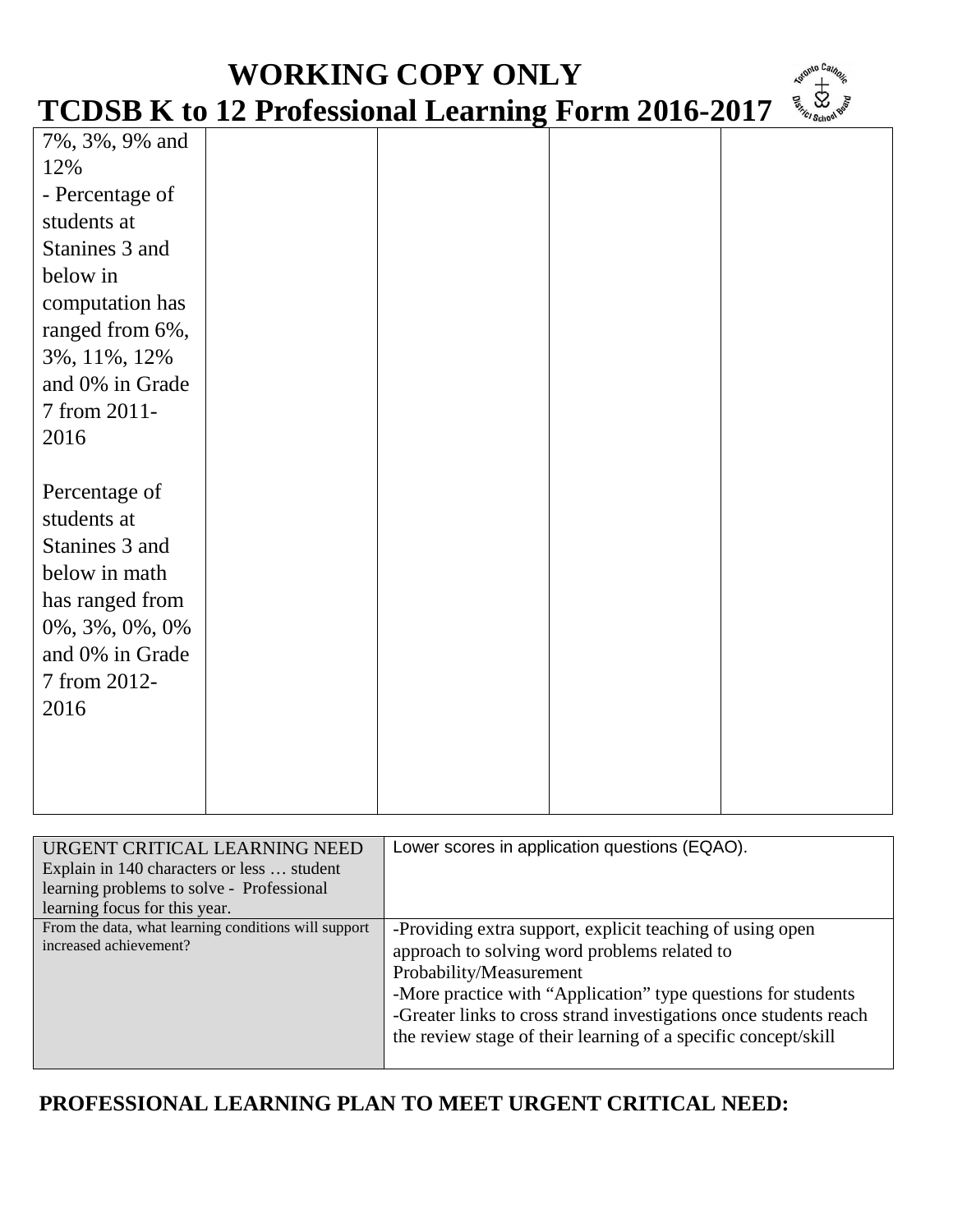# WORKING COPY ONLY

# TCDSB K to 12 Professional Learning Form 2016-2017

| | | | | |
|---|---|---|---|---|
| 7%, 3%, 9% and 12%<br>- Percentage of students at Stanines 3 and below in computation has ranged from 6%, 3%, 11%, 12% and 0% in Grade 7 from 2011-2016<br><br>Percentage of students at Stanines 3 and below in math has ranged from 0%, 3%, 0%, 0% and 0% in Grade 7 from 2012-2016 | | | | |

| | |
|---|---|
| URGENT CRITICAL LEARNING NEED<br>Explain in 140 characters or less … student learning problems to solve - Professional learning focus for this year. | Lower scores in application questions (EQAO). |
| From the data, what learning conditions will support increased achievement? | -Providing extra support, explicit teaching of using open approach to solving word problems related to Probability/Measurement<br>-More practice with "Application" type questions for students<br>-Greater links to cross strand investigations once students reach the review stage of their learning of a specific concept/skill |

**PROFESSIONAL LEARNING PLAN TO MEET URGENT CRITICAL NEED:**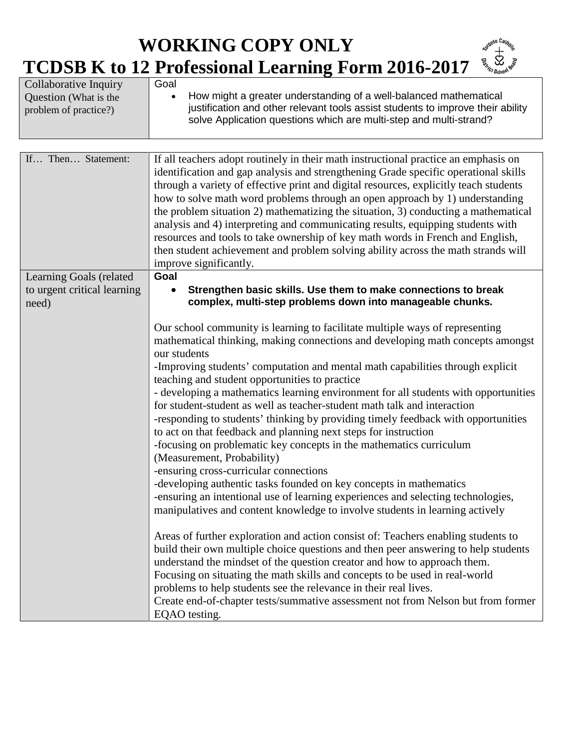# WORKING COPY ONLY

# TCDSB K to 12 Professional Learning Form 2016-2017

| | |
|---|---|
| Collaborative Inquiry Question (What is the problem of practice?) | Goal<br>• How might a greater understanding of a well-balanced mathematical justification and other relevant tools assist students to improve their ability solve Application questions which are multi-step and multi-strand? |

| | |
|---|---|
| If… Then… Statement: | If all teachers adopt routinely in their math instructional practice an emphasis on identification and gap analysis and strengthening Grade specific operational skills through a variety of effective print and digital resources, explicitly teach students how to solve math word problems through an open approach by 1) understanding the problem situation 2) mathematizing the situation, 3) conducting a mathematical analysis and 4) interpreting and communicating results, equipping students with resources and tools to take ownership of key math words in French and English, then student achievement and problem solving ability across the math strands will improve significantly. |
| Learning Goals (related to urgent critical learning need) | **Goal**<br>• **Strengthen basic skills. Use them to make connections to break complex, multi-step problems down into manageable chunks.**<br><br>Our school community is learning to facilitate multiple ways of representing mathematical thinking, making connections and developing math concepts amongst our students<br>-Improving students' computation and mental math capabilities through explicit teaching and student opportunities to practice<br>- developing a mathematics learning environment for all students with opportunities for student-student as well as teacher-student math talk and interaction<br>-responding to students' thinking by providing timely feedback with opportunities to act on that feedback and planning next steps for instruction<br>-focusing on problematic key concepts in the mathematics curriculum (Measurement, Probability)<br>-ensuring cross-curricular connections<br>-developing authentic tasks founded on key concepts in mathematics<br>-ensuring an intentional use of learning experiences and selecting technologies, manipulatives and content knowledge to involve students in learning actively<br><br>Areas of further exploration and action consist of: Teachers enabling students to build their own multiple choice questions and then peer answering to help students understand the mindset of the question creator and how to approach them.<br>Focusing on situating the math skills and concepts to be used in real-world problems to help students see the relevance in their real lives.<br>Create end-of-chapter tests/summative assessment not from Nelson but from former EQAO testing. |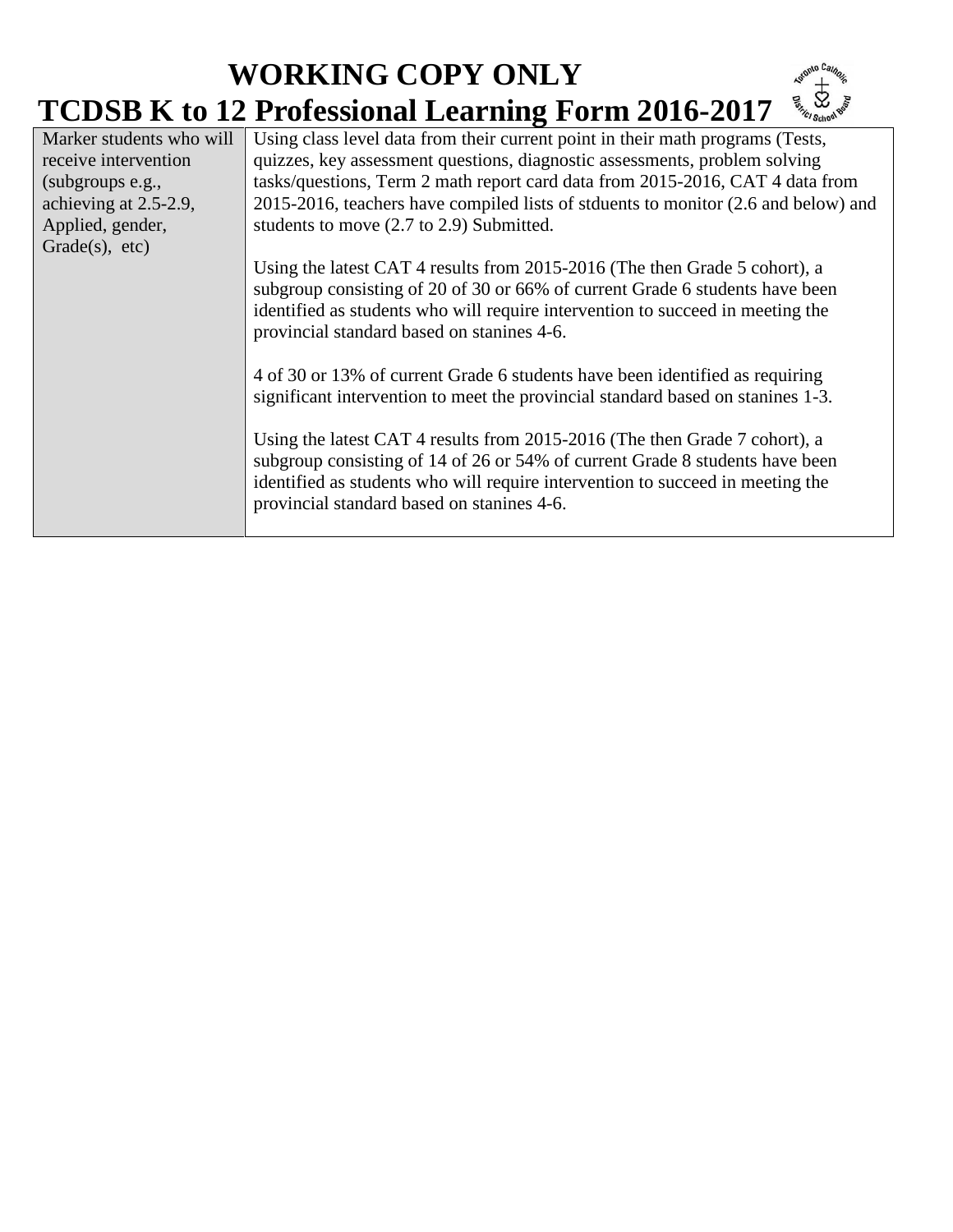# WORKING COPY ONLY

# TCDSB K to 12 Professional Learning Form 2016-2017

| | |
|---|---|
| Marker students who will receive intervention (subgroups e.g., achieving at 2.5-2.9, Applied, gender, Grade(s), etc) | Using class level data from their current point in their math programs (Tests, quizzes, key assessment questions, diagnostic assessments, problem solving tasks/questions, Term 2 math report card data from 2015-2016, CAT 4 data from 2015-2016, teachers have compiled lists of stduents to monitor (2.6 and below) and students to move (2.7 to 2.9) Submitted.<br><br>Using the latest CAT 4 results from 2015-2016 (The then Grade 5 cohort), a subgroup consisting of 20 of 30 or 66% of current Grade 6 students have been identified as students who will require intervention to succeed in meeting the provincial standard based on stanines 4-6.<br><br>4 of 30 or 13% of current Grade 6 students have been identified as requiring significant intervention to meet the provincial standard based on stanines 1-3.<br><br>Using the latest CAT 4 results from 2015-2016 (The then Grade 7 cohort), a subgroup consisting of 14 of 26 or 54% of current Grade 8 students have been identified as students who will require intervention to succeed in meeting the provincial standard based on stanines 4-6. |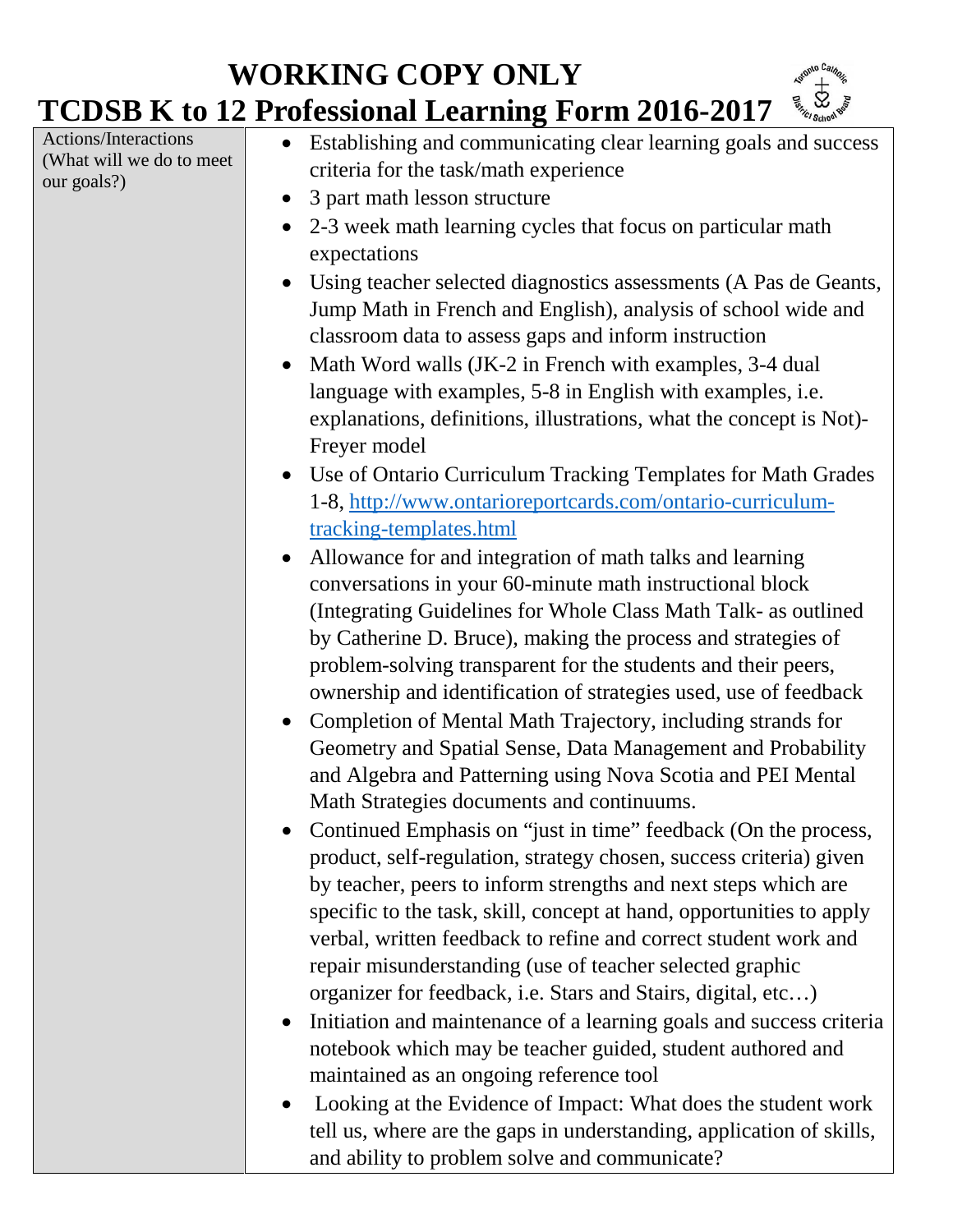# WORKING COPY ONLY

# TCDSB K to 12 Professional Learning Form 2016-2017

| | |
|---|---|
| Actions/Interactions (What will we do to meet our goals?) | • Establishing and communicating clear learning goals and success criteria for the task/math experience<br>• 3 part math lesson structure<br>• 2-3 week math learning cycles that focus on particular math expectations<br>• Using teacher selected diagnostics assessments (A Pas de Geants, Jump Math in French and English), analysis of school wide and classroom data to assess gaps and inform instruction<br>• Math Word walls (JK-2 in French with examples, 3-4 dual language with examples, 5-8 in English with examples, i.e. explanations, definitions, illustrations, what the concept is Not)- Freyer model<br>• Use of Ontario Curriculum Tracking Templates for Math Grades 1-8, http://www.ontarioreportcards.com/ontario-curriculum-tracking-templates.html<br>• Allowance for and integration of math talks and learning conversations in your 60-minute math instructional block (Integrating Guidelines for Whole Class Math Talk- as outlined by Catherine D. Bruce), making the process and strategies of problem-solving transparent for the students and their peers, ownership and identification of strategies used, use of feedback<br>• Completion of Mental Math Trajectory, including strands for Geometry and Spatial Sense, Data Management and Probability and Algebra and Patterning using Nova Scotia and PEI Mental Math Strategies documents and continuums.<br>• Continued Emphasis on "just in time" feedback (On the process, product, self-regulation, strategy chosen, success criteria) given by teacher, peers to inform strengths and next steps which are specific to the task, skill, concept at hand, opportunities to apply verbal, written feedback to refine and correct student work and repair misunderstanding (use of teacher selected graphic organizer for feedback, i.e. Stars and Stairs, digital, etc…)<br>• Initiation and maintenance of a learning goals and success criteria notebook which may be teacher guided, student authored and maintained as an ongoing reference tool<br>• Looking at the Evidence of Impact: What does the student work tell us, where are the gaps in understanding, application of skills, and ability to problem solve and communicate? |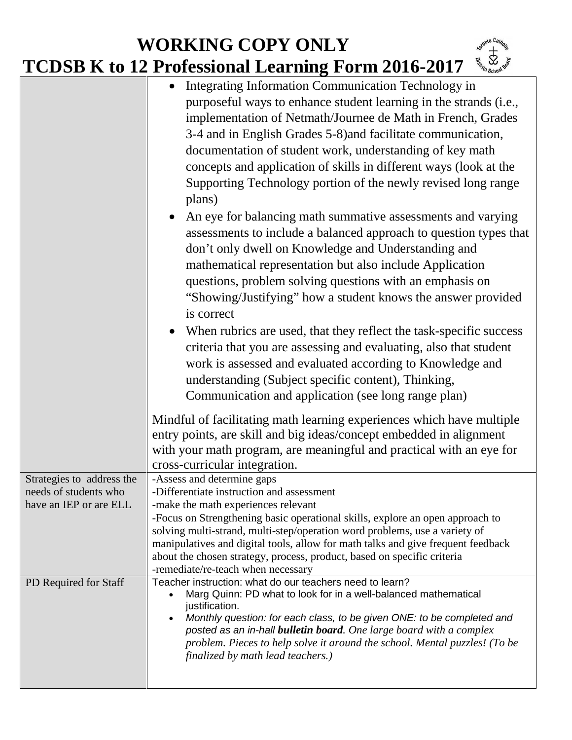# WORKING COPY ONLY

# TCDSB K to 12 Professional Learning Form 2016-2017

| | |
|---|---|
| | • Integrating Information Communication Technology in purposeful ways to enhance student learning in the strands (i.e., implementation of Netmath/Journee de Math in French, Grades 3-4 and in English Grades 5-8)and facilitate communication, documentation of student work, understanding of key math concepts and application of skills in different ways (look at the Supporting Technology portion of the newly revised long range plans)<br>• An eye for balancing math summative assessments and varying assessments to include a balanced approach to question types that don't only dwell on Knowledge and Understanding and mathematical representation but also include Application questions, problem solving questions with an emphasis on "Showing/Justifying" how a student knows the answer provided is correct<br>• When rubrics are used, that they reflect the task-specific success criteria that you are assessing and evaluating, also that student work is assessed and evaluated according to Knowledge and understanding (Subject specific content), Thinking, Communication and application (see long range plan)<br><br>Mindful of facilitating math learning experiences which have multiple entry points, are skill and big ideas/concept embedded in alignment with your math program, are meaningful and practical with an eye for cross-curricular integration. |
| Strategies to address the needs of students who have an IEP or are ELL | -Assess and determine gaps<br>-Differentiate instruction and assessment<br>-make the math experiences relevant<br>-Focus on Strengthening basic operational skills, explore an open approach to solving multi-strand, multi-step/operation word problems, use a variety of manipulatives and digital tools, allow for math talks and give frequent feedback about the chosen strategy, process, product, based on specific criteria<br>-remediate/re-teach when necessary |
| PD Required for Staff | Teacher instruction: what do our teachers need to learn?<br>• Marg Quinn: PD what to look for in a well-balanced mathematical justification.<br>• *Monthly question: for each class, to be given ONE: to be completed and posted as an in-hall **bulletin board**. One large board with a complex problem. Pieces to help solve it around the school. Mental puzzles! (To be finalized by math lead teachers.)* |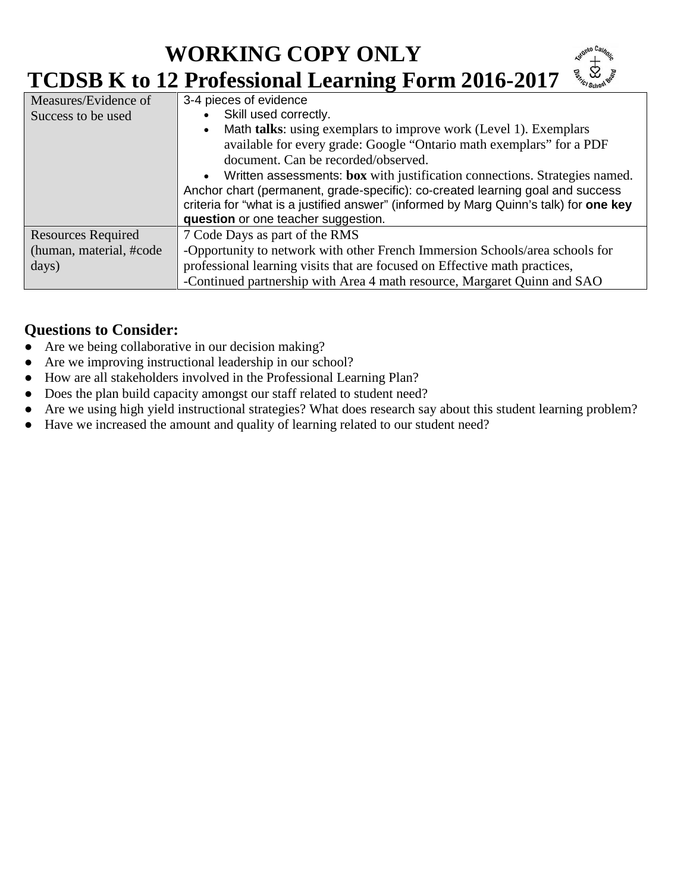# WORKING COPY ONLY

# TCDSB K to 12 Professional Learning Form 2016-2017

| | |
|---|---|
| Measures/Evidence of Success to be used | 3-4 pieces of evidence<br>• Skill used correctly.<br>• Math **talks**: using exemplars to improve work (Level 1). Exemplars available for every grade: Google "Ontario math exemplars" for a PDF document. Can be recorded/observed.<br>• Written assessments: **box** with justification connections. Strategies named.<br>Anchor chart (permanent, grade-specific): co-created learning goal and success criteria for "what is a justified answer" (informed by Marg Quinn's talk) for **one key question** or one teacher suggestion. |
| Resources Required (human, material, #code days) | 7 Code Days as part of the RMS<br>-Opportunity to network with other French Immersion Schools/area schools for professional learning visits that are focused on Effective math practices,<br>-Continued partnership with Area 4 math resource, Margaret Quinn and SAO |

**Questions to Consider:**

- Are we being collaborative in our decision making?
- Are we improving instructional leadership in our school?
- How are all stakeholders involved in the Professional Learning Plan?
- Does the plan build capacity amongst our staff related to student need?
- Are we using high yield instructional strategies? What does research say about this student learning problem?
- Have we increased the amount and quality of learning related to our student need?